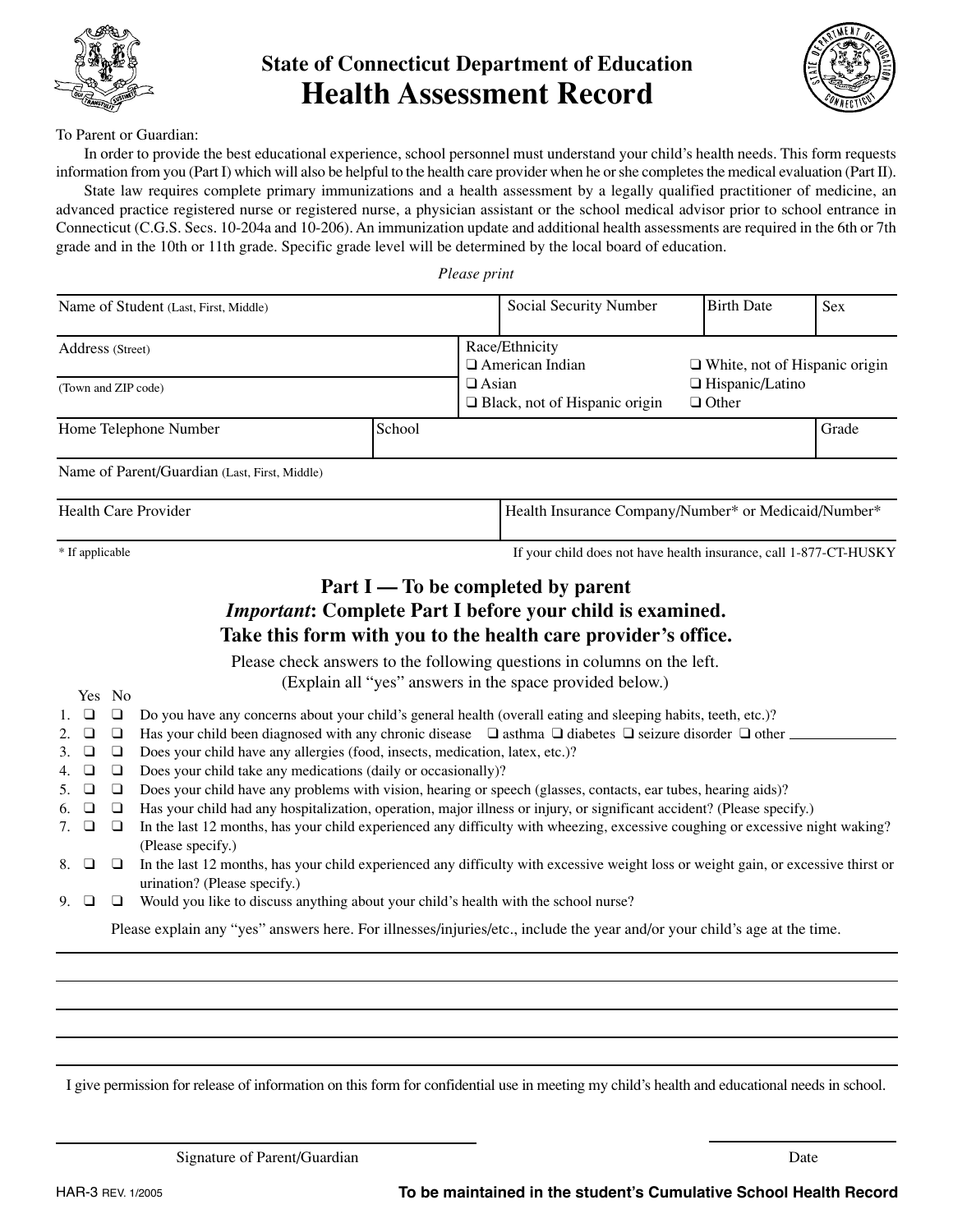# State of Connecticut Department of Education
# Health Assessment Record

To Parent or Guardian:

In order to provide the best educational experience, school personnel must understand your child's health needs. This form requests information from you (Part I) which will also be helpful to the health care provider when he or she completes the medical evaluation (Part II).

State law requires complete primary immunizations and a health assessment by a legally qualified practitioner of medicine, an advanced practice registered nurse or registered nurse, a physician assistant or the school medical advisor prior to school entrance in Connecticut (C.G.S. Secs. 10-204a and 10-206). An immunization update and additional health assessments are required in the 6th or 7th grade and in the 10th or 11th grade. Specific grade level will be determined by the local board of education.

*Please print*

| Name of Student (Last, First, Middle) | | Social Security Number | Birth Date | Sex |
|---|---|---|---|---|
| Address (Street) <br> (Town and ZIP code) | | Race/Ethnicity <br> ❑ American Indian ❑ White, not of Hispanic origin <br> ❑ Asian ❑ Hispanic/Latino <br> ❑ Black, not of Hispanic origin ❑ Other | | |
| Home Telephone Number | School | | | Grade |
| Name of Parent/Guardian (Last, First, Middle) | | | | |
| Health Care Provider | | Health Insurance Company/Number* or Medicaid/Number* | | |

\* If applicable

If your child does not have health insurance, call 1-877-CT-HUSKY

## Part I — To be completed by parent
## *Important*: Complete Part I before your child is examined. Take this form with you to the health care provider's office.

Please check answers to the following questions in columns on the left.
(Explain all "yes" answers in the space provided below.)

| | Yes | No | |
|---|---|---|---|
| 1. | ❑ | ❑ | Do you have any concerns about your child's general health (overall eating and sleeping habits, teeth, etc.)? |
| 2. | ❑ | ❑ | Has your child been diagnosed with any chronic disease ❑ asthma ❑ diabetes ❑ seizure disorder ❑ other ________ |
| 3. | ❑ | ❑ | Does your child have any allergies (food, insects, medication, latex, etc.)? |
| 4. | ❑ | ❑ | Does your child take any medications (daily or occasionally)? |
| 5. | ❑ | ❑ | Does your child have any problems with vision, hearing or speech (glasses, contacts, ear tubes, hearing aids)? |
| 6. | ❑ | ❑ | Has your child had any hospitalization, operation, major illness or injury, or significant accident? (Please specify.) |
| 7. | ❑ | ❑ | In the last 12 months, has your child experienced any difficulty with wheezing, excessive coughing or excessive night waking? (Please specify.) |
| 8. | ❑ | ❑ | In the last 12 months, has your child experienced any difficulty with excessive weight loss or weight gain, or excessive thirst or urination? (Please specify.) |
| 9. | ❑ | ❑ | Would you like to discuss anything about your child's health with the school nurse? |

Please explain any "yes" answers here. For illnesses/injuries/etc., include the year and/or your child's age at the time.

_______________________________________________

_______________________________________________

_______________________________________________

_______________________________________________

I give permission for release of information on this form for confidential use in meeting my child's health and educational needs in school.

_______________________________ &nbsp;&nbsp;&nbsp;&nbsp; _______________

Signature of Parent/Guardian &nbsp;&nbsp;&nbsp;&nbsp; Date

HAR-3 REV. 1/2005

**To be maintained in the student's Cumulative School Health Record**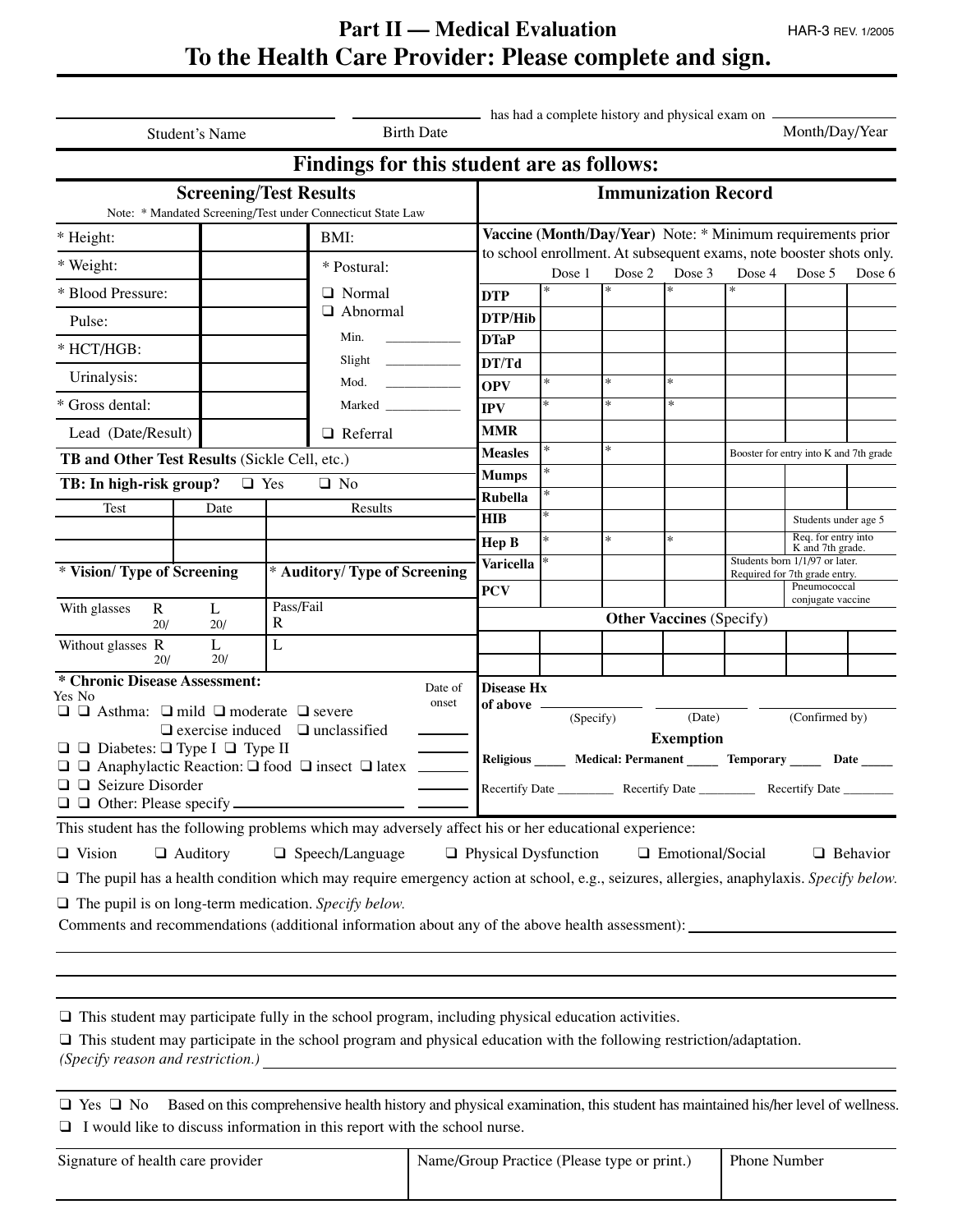# Part II — Medical Evaluation

HAR-3 REV. 1/2005

## To the Health Care Provider: Please complete and sign.

Student's Name ______________ Birth Date ______________ has had a complete history and physical exam on ______________ Month/Day/Year

## Findings for this student are as follows:

### Screening/Test Results

Note: * Mandated Screening/Test under Connecticut State Law

| | | |
|---|---|---|
| * Height: | | BMI: |
| * Weight: | | * Postural: |
| * Blood Pressure: | | ❑ Normal |
| Pulse: | | ❑ Abnormal |
| * HCT/HGB: | | Min. ___________ Slight ___________ |
| Urinalysis: | | Mod. ___________ |
| * Gross dental: | | Marked ___________ |
| Lead (Date/Result) | | ❑ Referral |

**TB and Other Test Results** (Sickle Cell, etc.)

**TB: In high-risk group?** ❑ Yes ❑ No

| Test | Date | Results |
|---|---|---|
| | | |
| | | |

| * Vision/ Type of Screening | | * Auditory/ Type of Screening |
|---|---|---|
| With glasses R 20/ | L 20/ | Pass/Fail R |
| Without glasses R 20/ | L 20/ | L |

**\* Chronic Disease Assessment:**

| Yes | No | | Date of onset |
|---|---|---|---|
| ❑ | ❑ | Asthma: ❑ mild ❑ moderate ❑ severe ❑ exercise induced ❑ unclassified | _______ |
| ❑ | ❑ | Diabetes: ❑ Type I ❑ Type II | _______ |
| ❑ | ❑ | Anaphylactic Reaction: ❑ food ❑ insect ❑ latex | _______ |
| ❑ | ❑ | Seizure Disorder | _______ |
| ❑ | ❑ | Other: Please specify ______________ | _______ |

### Immunization Record

**Vaccine (Month/Day/Year)** Note: * Minimum requirements prior to school enrollment. At subsequent exams, note booster shots only.

| | Dose 1 | Dose 2 | Dose 3 | Dose 4 | Dose 5 | Dose 6 |
|---|---|---|---|---|---|---|
| **DTP** | * | * | * | * | | |
| **DTP/Hib** | | | | | | |
| **DTaP** | | | | | | |
| **DT/Td** | | | | | | |
| **OPV** | * | * | * | | | |
| **IPV** | * | * | * | | | |
| **MMR** | | | | | | |
| **Measles** | * | * | | Booster for entry into K and 7th grade | | |
| **Mumps** | * | | | | | |
| **Rubella** | * | | | | | |
| **HIB** | * | | | | Students under age 5 | |
| **Hep B** | * | * | * | | Req. for entry into K and 7th grade. | |
| **Varicella** | * | | | Students born 1/1/97 or later. Required for 7th grade entry. | | |
| **PCV** | | | | | Pneumococcal conjugate vaccine | |

**Other Vaccines** (Specify)

| | | | | | | |
|---|---|---|---|---|---|---|
| | | | | | | |
| | | | | | | |

**Disease Hx of above** ______________ (Specify) ______________ (Date) ______________ (Confirmed by)

**Exemption**

**Religious** _____ **Medical: Permanent** _____ **Temporary** _____ **Date** _____

Recertify Date _________ Recertify Date _________ Recertify Date ________

This student has the following problems which may adversely affect his or her educational experience:

❑ Vision ❑ Auditory ❑ Speech/Language ❑ Physical Dysfunction ❑ Emotional/Social ❑ Behavior

❑ The pupil has a health condition which may require emergency action at school, e.g., seizures, allergies, anaphylaxis. *Specify below.*

❑ The pupil is on long-term medication. *Specify below.*

Comments and recommendations (additional information about any of the above health assessment): ______________

❑ This student may participate fully in the school program, including physical education activities.

❑ This student may participate in the school program and physical education with the following restriction/adaptation. *(Specify reason and restriction.)* ______________

❑ Yes ❑ No Based on this comprehensive health history and physical examination, this student has maintained his/her level of wellness.

❑ I would like to discuss information in this report with the school nurse.

| Signature of health care provider | Name/Group Practice (Please type or print.) | Phone Number |
|---|---|---|
| | | |